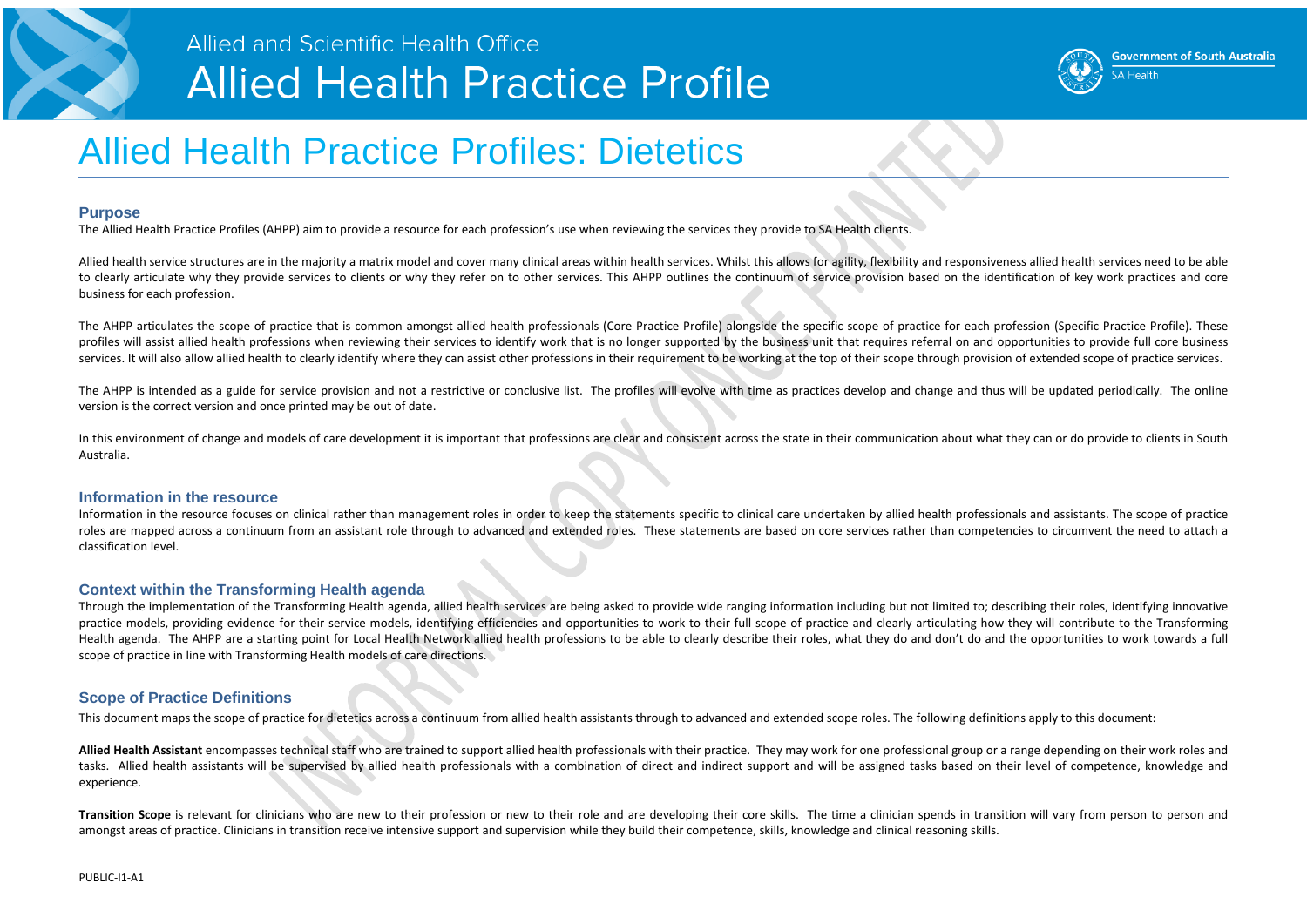Allied and Scientific Health Office

# Allied Health Practice Profile

Government of South Australia
SA Health

# Allied Health Practice Profiles: Dietetics

## Purpose

The Allied Health Practice Profiles (AHPP) aim to provide a resource for each profession's use when reviewing the services they provide to SA Health clients.

Allied health service structures are in the majority a matrix model and cover many clinical areas within health services. Whilst this allows for agility, flexibility and responsiveness allied health services need to be able to clearly articulate why they provide services to clients or why they refer on to other services. This AHPP outlines the continuum of service provision based on the identification of key work practices and core business for each profession.

The AHPP articulates the scope of practice that is common amongst allied health professionals (Core Practice Profile) alongside the specific scope of practice for each profession (Specific Practice Profile). These profiles will assist allied health professions when reviewing their services to identify work that is no longer supported by the business unit that requires referral on and opportunities to provide full core business services. It will also allow allied health to clearly identify where they can assist other professions in their requirement to be working at the top of their scope through provision of extended scope of practice services.

The AHPP is intended as a guide for service provision and not a restrictive or conclusive list. The profiles will evolve with time as practices develop and change and thus will be updated periodically. The online version is the correct version and once printed may be out of date.

In this environment of change and models of care development it is important that professions are clear and consistent across the state in their communication about what they can or do provide to clients in South Australia.

## Information in the resource

Information in the resource focuses on clinical rather than management roles in order to keep the statements specific to clinical care undertaken by allied health professionals and assistants. The scope of practice roles are mapped across a continuum from an assistant role through to advanced and extended roles. These statements are based on core services rather than competencies to circumvent the need to attach a classification level.

## Context within the Transforming Health agenda

Through the implementation of the Transforming Health agenda, allied health services are being asked to provide wide ranging information including but not limited to; describing their roles, identifying innovative practice models, providing evidence for their service models, identifying efficiencies and opportunities to work to their full scope of practice and clearly articulating how they will contribute to the Transforming Health agenda. The AHPP are a starting point for Local Health Network allied health professions to be able to clearly describe their roles, what they do and don't do and the opportunities to work towards a full scope of practice in line with Transforming Health models of care directions.

## Scope of Practice Definitions

This document maps the scope of practice for dietetics across a continuum from allied health assistants through to advanced and extended scope roles. The following definitions apply to this document:

**Allied Health Assistant** encompasses technical staff who are trained to support allied health professionals with their practice. They may work for one professional group or a range depending on their work roles and tasks. Allied health assistants will be supervised by allied health professionals with a combination of direct and indirect support and will be assigned tasks based on their level of competence, knowledge and experience.

**Transition Scope** is relevant for clinicians who are new to their profession or new to their role and are developing their core skills. The time a clinician spends in transition will vary from person to person and amongst areas of practice. Clinicians in transition receive intensive support and supervision while they build their competence, skills, knowledge and clinical reasoning skills.

PUBLIC-I1-A1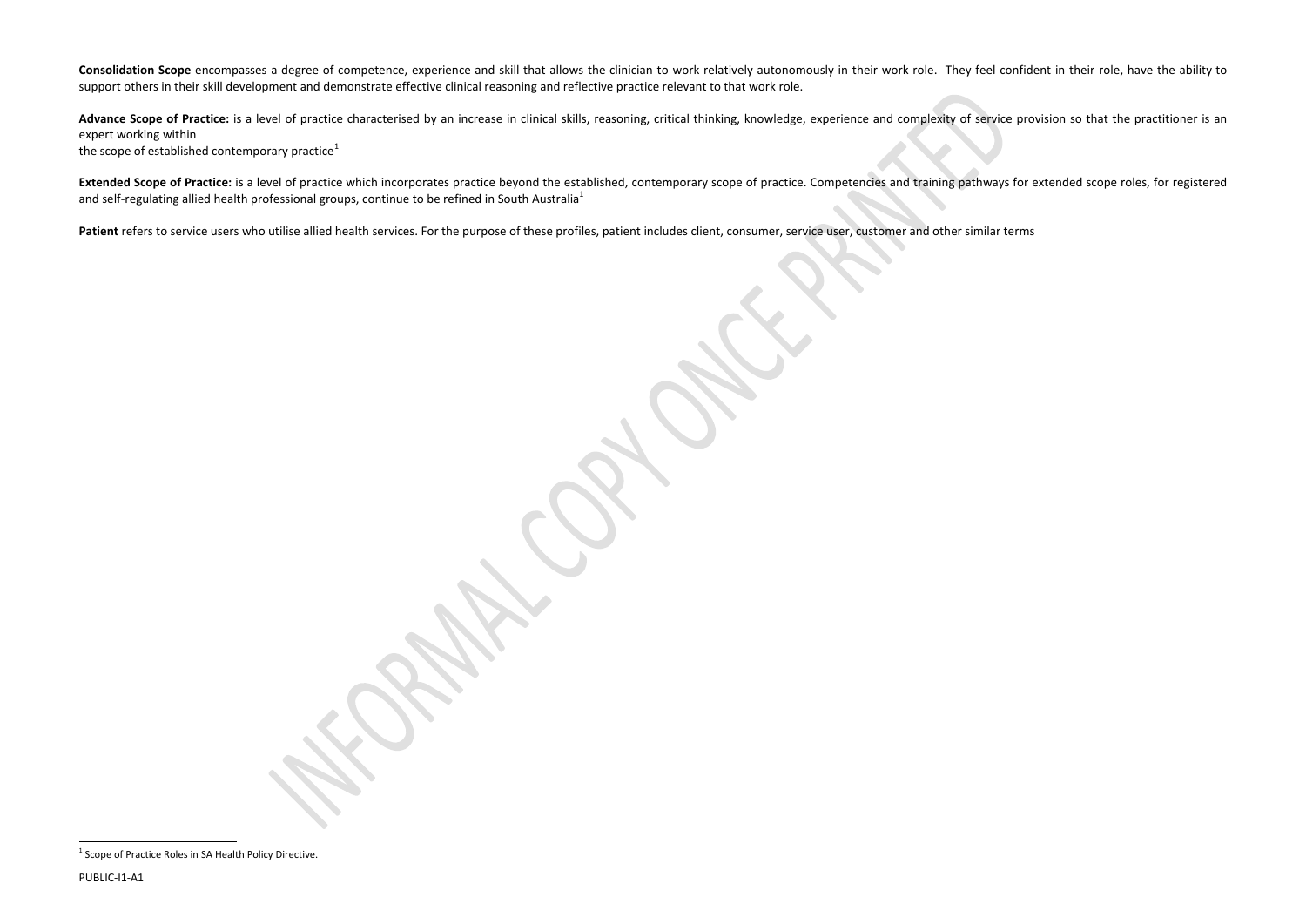**Consolidation Scope** encompasses a degree of competence, experience and skill that allows the clinician to work relatively autonomously in their work role. They feel confident in their role, have the ability to support others in their skill development and demonstrate effective clinical reasoning and reflective practice relevant to that work role.

**Advance Scope of Practice:** is a level of practice characterised by an increase in clinical skills, reasoning, critical thinking, knowledge, experience and complexity of service provision so that the practitioner is an expert working within
the scope of established contemporary practice[1]

**Extended Scope of Practice:** is a level of practice which incorporates practice beyond the established, contemporary scope of practice. Competencies and training pathways for extended scope roles, for registered and self-regulating allied health professional groups, continue to be refined in South Australia[1]

**Patient** refers to service users who utilise allied health services. For the purpose of these profiles, patient includes client, consumer, service user, customer and other similar terms

[1] Scope of Practice Roles in SA Health Policy Directive.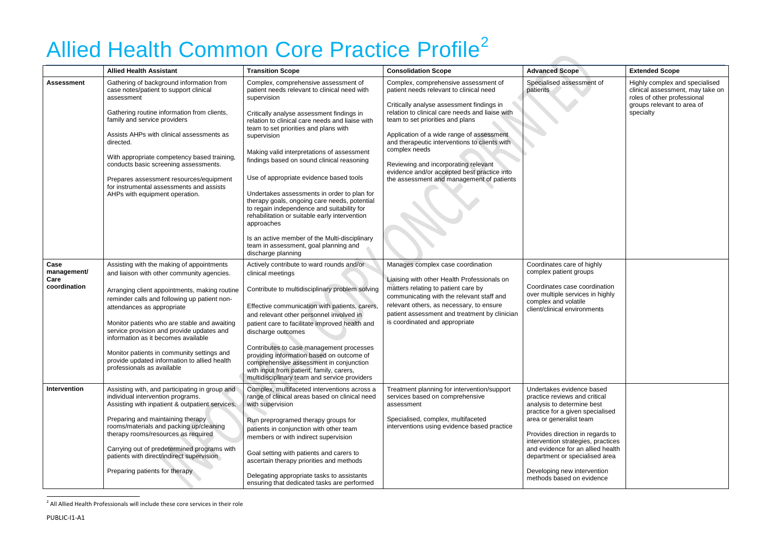# Allied Health Common Core Practice Profile[2]

| | Allied Health Assistant | Transition Scope | Consolidation Scope | Advanced Scope | Extended Scope |
|---|---|---|---|---|---|
| **Assessment** | Gathering of background information from case notes/patient to support clinical assessment<br><br>Gathering routine information from clients, family and service providers<br><br>Assists AHPs with clinical assessments as directed.<br><br>With appropriate competency based training, conducts basic screening assessments.<br><br>Prepares assessment resources/equipment for instrumental assessments and assists AHPs with equipment operation. | Complex, comprehensive assessment of patient needs relevant to clinical need with supervision<br><br>Critically analyse assessment findings in relation to clinical care needs and liaise with team to set priorities and plans with supervision<br><br>Making valid interpretations of assessment findings based on sound clinical reasoning<br><br>Use of appropriate evidence based tools<br><br>Undertakes assessments in order to plan for therapy goals, ongoing care needs, potential to regain independence and suitability for rehabilitation or suitable early intervention approaches<br><br>Is an active member of the Multi-disciplinary team in assessment, goal planning and discharge planning | Complex, comprehensive assessment of patient needs relevant to clinical need<br><br>Critically analyse assessment findings in relation to clinical care needs and liaise with team to set priorities and plans<br><br>Application of a wide range of assessment and therapeutic interventions to clients with complex needs<br><br>Reviewing and incorporating relevant evidence and/or accepted best practice into the assessment and management of patients | Specialised assessment of patients | Highly complex and specialised clinical assessment, may take on roles of other professional groups relevant to area of specialty |
| **Case management/ Care coordination** | Assisting with the making of appointments and liaison with other community agencies.<br><br>Arranging client appointments, making routine reminder calls and following up patient non-attendances as appropriate<br><br>Monitor patients who are stable and awaiting service provision and provide updates and information as it becomes available<br><br>Monitor patients in community settings and provide updated information to allied health professionals as available | Actively contribute to ward rounds and/or clinical meetings<br><br>Contribute to multidisciplinary problem solving<br><br>Effective communication with patients, carers, and relevant other personnel involved in patient care to facilitate improved health and discharge outcomes<br><br>Contributes to case management processes providing information based on outcome of comprehensive assessment in conjunction with input from patient, family, carers, multidisciplinary team and service providers | Manages complex case coordination<br><br>Liaising with other Health Professionals on matters relating to patient care by communicating with the relevant staff and relevant others, as necessary, to ensure patient assessment and treatment by clinician is coordinated and appropriate | Coordinates care of highly complex patient groups<br><br>Coordinates case coordination over multiple services in highly complex and volatile client/clinical environments | |
| **Intervention** | Assisting with, and participating in group and individual intervention programs.<br>Assisting with inpatient & outpatient services.<br><br>Preparing and maintaining therapy rooms/materials and packing up/cleaning therapy rooms/resources as required<br><br>Carrying out of predetermined programs with patients with direct/indirect supervision<br><br>Preparing patients for therapy | Complex, multifaceted interventions across a range of clinical areas based on clinical need with supervision<br><br>Run preprogramed therapy groups for patients in conjunction with other team members or with indirect supervision<br><br>Goal setting with patients and carers to ascertain therapy priorities and methods<br><br>Delegating appropriate tasks to assistants ensuring that dedicated tasks are performed | Treatment planning for intervention/support services based on comprehensive assessment<br><br>Specialised, complex, multifaceted interventions using evidence based practice | Undertakes evidence based practice reviews and critical analysis to determine best practice for a given specialised area or generalist team<br><br>Provides direction in regards to intervention strategies, practices and evidence for an allied health department or specialised area<br><br>Developing new intervention methods based on evidence | |

[2] All Allied Health Professionals will include these core services in their role

PUBLIC-I1-A1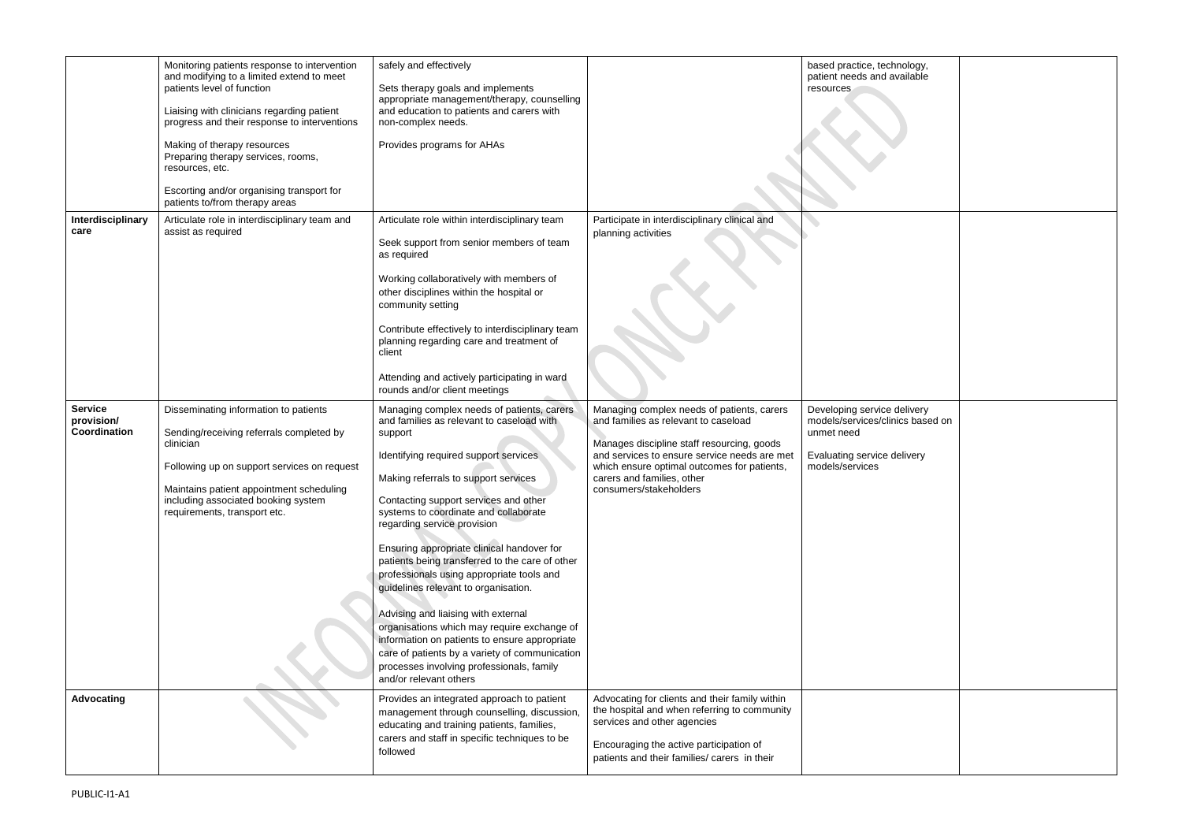| | | | | | |
|---|---|---|---|---|---|
| | Monitoring patients response to intervention and modifying to a limited extend to meet patients level of function<br><br>Liaising with clinicians regarding patient progress and their response to interventions<br><br>Making of therapy resources<br>Preparing therapy services, rooms, resources, etc.<br><br>Escorting and/or organising transport for patients to/from therapy areas | safely and effectively<br><br>Sets therapy goals and implements appropriate management/therapy, counselling and education to patients and carers with non-complex needs.<br><br>Provides programs for AHAs | | based practice, technology, patient needs and available resources | |
| **Interdisciplinary care** | Articulate role in interdisciplinary team and assist as required | Articulate role within interdisciplinary team<br><br>Seek support from senior members of team as required<br><br>Working collaboratively with members of other disciplines within the hospital or community setting<br><br>Contribute effectively to interdisciplinary team planning regarding care and treatment of client<br><br>Attending and actively participating in ward rounds and/or client meetings | Participate in interdisciplinary clinical and planning activities | | |
| **Service provision/ Coordination** | Disseminating information to patients<br><br>Sending/receiving referrals completed by clinician<br><br>Following up on support services on request<br><br>Maintains patient appointment scheduling including associated booking system requirements, transport etc. | Managing complex needs of patients, carers and families as relevant to caseload with support<br><br>Identifying required support services<br><br>Making referrals to support services<br><br>Contacting support services and other systems to coordinate and collaborate regarding service provision<br><br>Ensuring appropriate clinical handover for patients being transferred to the care of other professionals using appropriate tools and guidelines relevant to organisation.<br><br>Advising and liaising with external organisations which may require exchange of information on patients to ensure appropriate care of patients by a variety of communication processes involving professionals, family and/or relevant others | Managing complex needs of patients, carers and families as relevant to caseload<br><br>Manages discipline staff resourcing, goods and services to ensure service needs are met which ensure optimal outcomes for patients, carers and families, other consumers/stakeholders | Developing service delivery models/services/clinics based on unmet need<br><br>Evaluating service delivery models/services | |
| **Advocating** | | Provides an integrated approach to patient management through counselling, discussion, educating and training patients, families, carers and staff in specific techniques to be followed | Advocating for clients and their family within the hospital and when referring to community services and other agencies<br><br>Encouraging the active participation of patients and their families/ carers in their | | |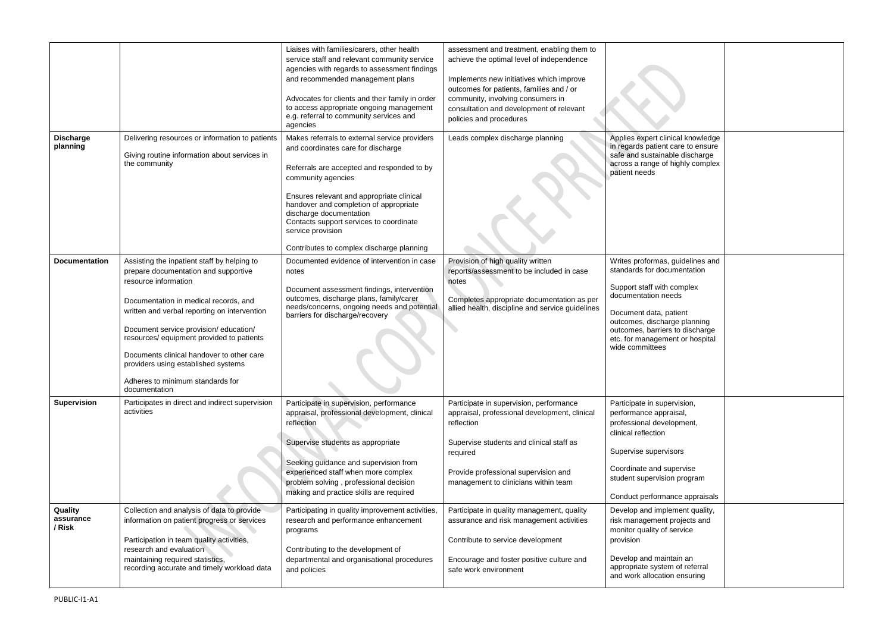| | | | | | |
|---|---|---|---|---|---|
| | | Liaises with families/carers, other health service staff and relevant community service agencies with regards to assessment findings and recommended management plans<br><br>Advocates for clients and their family in order to access appropriate ongoing management e.g. referral to community services and agencies | assessment and treatment, enabling them to achieve the optimal level of independence<br><br>Implements new initiatives which improve outcomes for patients, families and / or community, involving consumers in consultation and development of relevant policies and procedures | | |
| **Discharge planning** | Delivering resources or information to patients<br><br>Giving routine information about services in the community | Makes referrals to external service providers and coordinates care for discharge<br><br>Referrals are accepted and responded to by community agencies<br><br>Ensures relevant and appropriate clinical handover and completion of appropriate discharge documentation<br>Contacts support services to coordinate service provision<br><br>Contributes to complex discharge planning | Leads complex discharge planning | Applies expert clinical knowledge in regards patient care to ensure safe and sustainable discharge across a range of highly complex patient needs | |
| **Documentation** | Assisting the inpatient staff by helping to prepare documentation and supportive resource information<br><br>Documentation in medical records, and written and verbal reporting on intervention<br><br>Document service provision/ education/ resources/ equipment provided to patients<br><br>Documents clinical handover to other care providers using established systems<br><br>Adheres to minimum standards for documentation | Documented evidence of intervention in case notes<br><br>Document assessment findings, intervention outcomes, discharge plans, family/carer needs/concerns, ongoing needs and potential barriers for discharge/recovery | Provision of high quality written reports/assessment to be included in case notes<br><br>Completes appropriate documentation as per allied health, discipline and service guidelines | Writes proformas, guidelines and standards for documentation<br><br>Support staff with complex documentation needs<br><br>Document data, patient outcomes, discharge planning outcomes, barriers to discharge etc. for management or hospital wide committees | |
| **Supervision** | Participates in direct and indirect supervision activities | Participate in supervision, performance appraisal, professional development, clinical reflection<br><br>Supervise students as appropriate<br><br>Seeking guidance and supervision from experienced staff when more complex problem solving , professional decision making and practice skills are required | Participate in supervision, performance appraisal, professional development, clinical reflection<br><br>Supervise students and clinical staff as required<br><br>Provide professional supervision and management to clinicians within team | Participate in supervision, performance appraisal, professional development, clinical reflection<br><br>Supervise supervisors<br><br>Coordinate and supervise student supervision program<br><br>Conduct performance appraisals | |
| **Quality assurance / Risk** | Collection and analysis of data to provide information on patient progress or services<br><br>Participation in team quality activities, research and evaluation<br>maintaining required statistics,<br>recording accurate and timely workload data | Participating in quality improvement activities, research and performance enhancement programs<br><br>Contributing to the development of departmental and organisational procedures and policies | Participate in quality management, quality assurance and risk management activities<br><br>Contribute to service development<br><br>Encourage and foster positive culture and safe work environment | Develop and implement quality, risk management projects and monitor quality of service provision<br><br>Develop and maintain an appropriate system of referral and work allocation ensuring | |

PUBLIC-I1-A1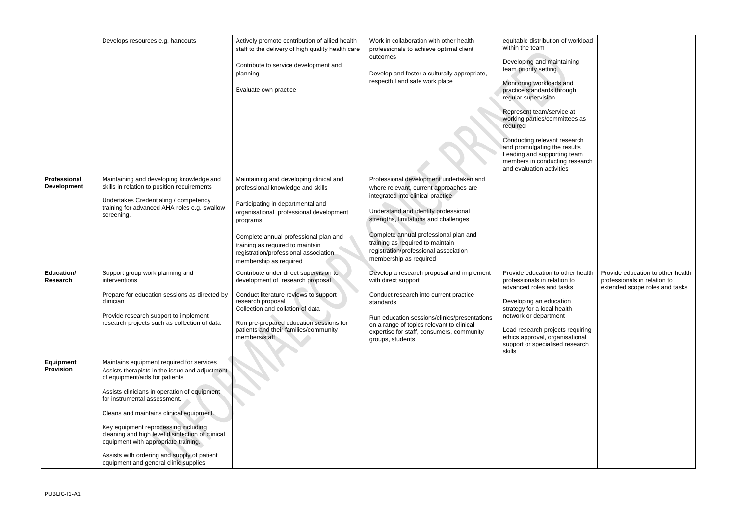| | | | | | |
|---|---|---|---|---|---|
| | Develops resources e.g. handouts | Actively promote contribution of allied health staff to the delivery of high quality health care<br><br>Contribute to service development and planning<br><br>Evaluate own practice | Work in collaboration with other health professionals to achieve optimal client outcomes<br><br>Develop and foster a culturally appropriate, respectful and safe work place | equitable distribution of workload within the team<br><br>Developing and maintaining team priority setting<br><br>Monitoring workloads and practice standards through regular supervision<br><br>Represent team/service at working parties/committees as required<br><br>Conducting relevant research and promulgating the results Leading and supporting team members in conducting research and evaluation activities | |
| **Professional Development** | Maintaining and developing knowledge and skills in relation to position requirements<br><br>Undertakes Credentialing / competency training for advanced AHA roles e.g. swallow screening. | Maintaining and developing clinical and professional knowledge and skills<br><br>Participating in departmental and organisational professional development programs<br><br>Complete annual professional plan and training as required to maintain registration/professional association membership as required | Professional development undertaken and where relevant, current approaches are integrated into clinical practice<br><br>Understand and identify professional strengths, limitations and challenges<br><br>Complete annual professional plan and training as required to maintain registration/professional association membership as required | | |
| **Education/ Research** | Support group work planning and interventions<br><br>Prepare for education sessions as directed by clinician<br><br>Provide research support to implement research projects such as collection of data | Contribute under direct supervision to development of research proposal<br><br>Conduct literature reviews to support research proposal<br>Collection and collation of data<br><br>Run pre-prepared education sessions for patients and their families/community members/staff | Develop a research proposal and implement with direct support<br><br>Conduct research into current practice standards<br><br>Run education sessions/clinics/presentations on a range of topics relevant to clinical expertise for staff, consumers, community groups, students | Provide education to other health professionals in relation to advanced roles and tasks<br><br>Developing an education strategy for a local health network or department<br><br>Lead research projects requiring ethics approval, organisational support or specialised research skills | Provide education to other health professionals in relation to extended scope roles and tasks |
| **Equipment Provision** | Maintains equipment required for services<br>Assists therapists in the issue and adjustment of equipment/aids for patients<br><br>Assists clinicians in operation of equipment for instrumental assessment.<br><br>Cleans and maintains clinical equipment.<br><br>Key equipment reprocessing including cleaning and high level disinfection of clinical equipment with appropriate training.<br><br>Assists with ordering and supply of patient equipment and general clinic supplies | | | | |

PUBLIC-I1-A1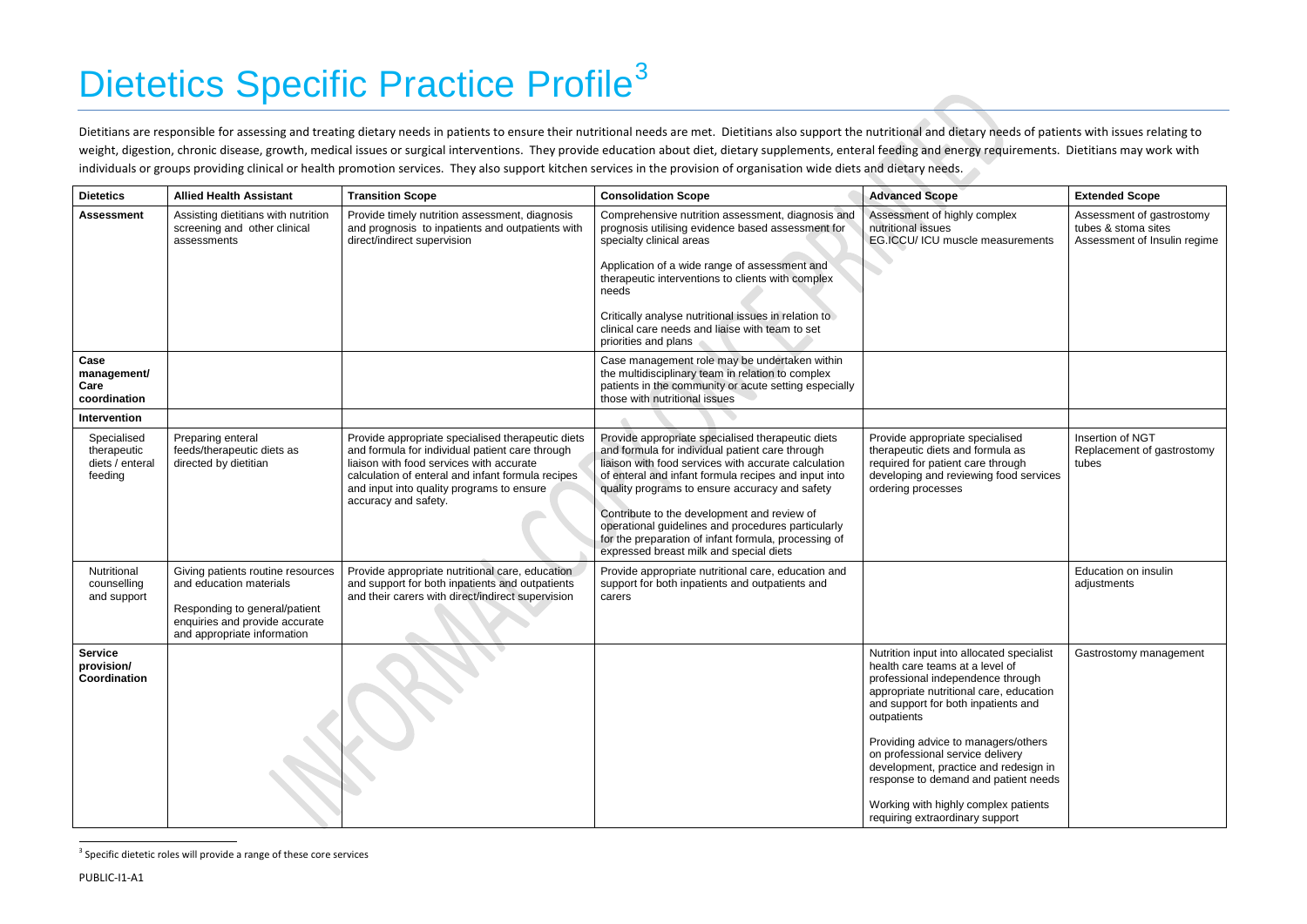# Dietetics Specific Practice Profile[3]

Dietitians are responsible for assessing and treating dietary needs in patients to ensure their nutritional needs are met. Dietitians also support the nutritional and dietary needs of patients with issues relating to weight, digestion, chronic disease, growth, medical issues or surgical interventions. They provide education about diet, dietary supplements, enteral feeding and energy requirements. Dietitians may work with individuals or groups providing clinical or health promotion services. They also support kitchen services in the provision of organisation wide diets and dietary needs.

| Dietetics | Allied Health Assistant | Transition Scope | Consolidation Scope | Advanced Scope | Extended Scope |
|---|---|---|---|---|---|
| **Assessment** | Assisting dietitians with nutrition screening and other clinical assessments | Provide timely nutrition assessment, diagnosis and prognosis to inpatients and outpatients with direct/indirect supervision | Comprehensive nutrition assessment, diagnosis and prognosis utilising evidence based assessment for specialty clinical areas<br><br>Application of a wide range of assessment and therapeutic interventions to clients with complex needs<br><br>Critically analyse nutritional issues in relation to clinical care needs and liaise with team to set priorities and plans | Assessment of highly complex nutritional issues EG.ICCU/ ICU muscle measurements | Assessment of gastrostomy tubes & stoma sites<br>Assessment of Insulin regime |
| **Case management/ Care coordination** | | | Case management role may be undertaken within the multidisciplinary team in relation to complex patients in the community or acute setting especially those with nutritional issues | | |
| **Intervention** | | | | | |
| Specialised therapeutic diets / enteral feeding | Preparing enteral feeds/therapeutic diets as directed by dietitian | Provide appropriate specialised therapeutic diets and formula for individual patient care through liaison with food services with accurate calculation of enteral and infant formula recipes and input into quality programs to ensure accuracy and safety. | Provide appropriate specialised therapeutic diets and formula for individual patient care through liaison with food services with accurate calculation of enteral and infant formula recipes and input into quality programs to ensure accuracy and safety<br><br>Contribute to the development and review of operational guidelines and procedures particularly for the preparation of infant formula, processing of expressed breast milk and special diets | Provide appropriate specialised therapeutic diets and formula as required for patient care through developing and reviewing food services ordering processes | Insertion of NGT<br>Replacement of gastrostomy tubes |
| Nutritional counselling and support | Giving patients routine resources and education materials<br><br>Responding to general/patient enquiries and provide accurate and appropriate information | Provide appropriate nutritional care, education and support for both inpatients and outpatients and their carers with direct/indirect supervision | Provide appropriate nutritional care, education and support for both inpatients and outpatients and carers | | Education on insulin adjustments |
| **Service provision/ Coordination** | | | | Nutrition input into allocated specialist health care teams at a level of professional independence through appropriate nutritional care, education and support for both inpatients and outpatients<br><br>Providing advice to managers/others on professional service delivery development, practice and redesign in response to demand and patient needs<br><br>Working with highly complex patients requiring extraordinary support | Gastrostomy management |

[3] Specific dietetic roles will provide a range of these core services

PUBLIC-I1-A1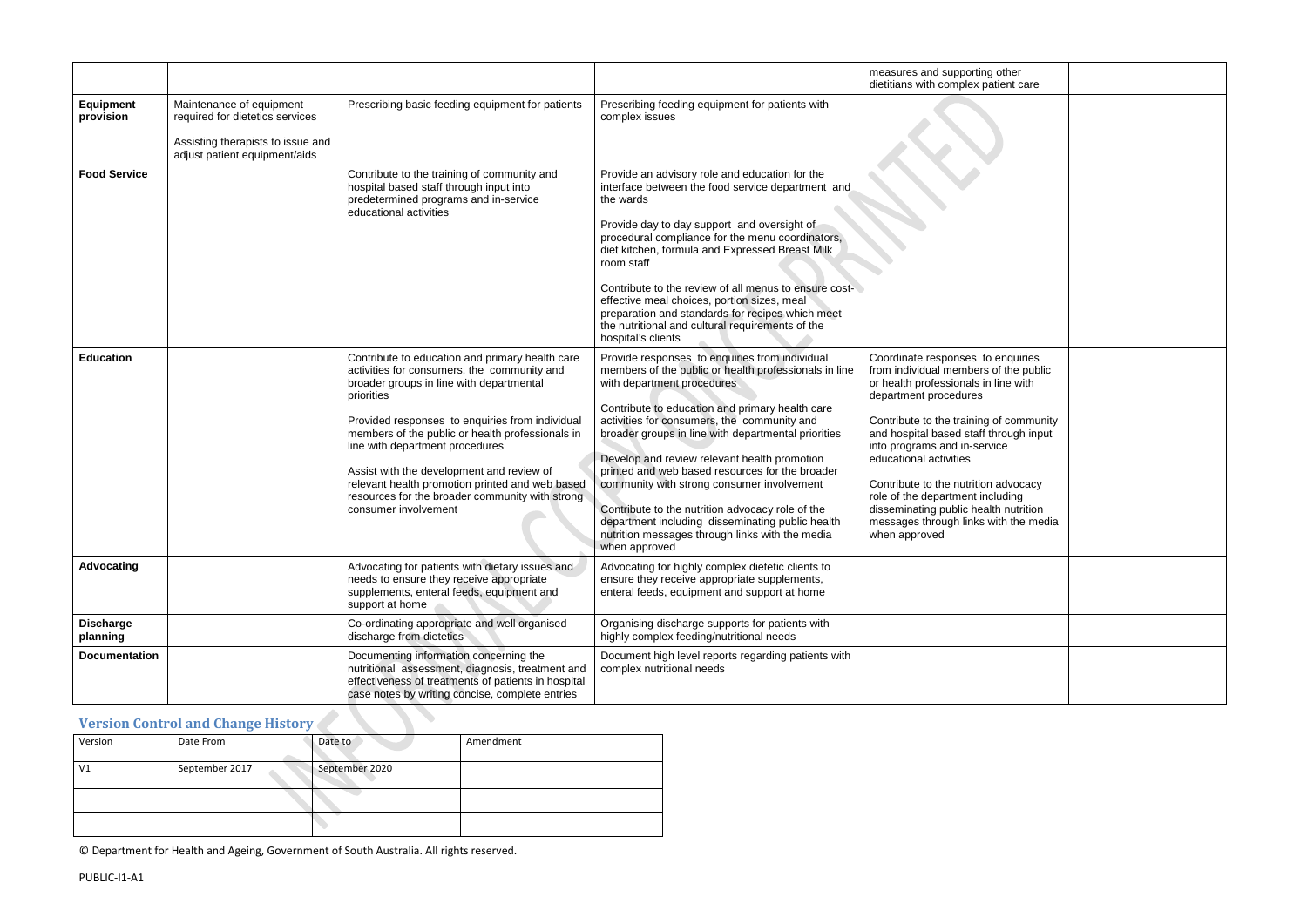| | | | | | |
|---|---|---|---|---|---|
| | | | | measures and supporting other dietitians with complex patient care | |
| **Equipment provision** | Maintenance of equipment required for dietetics services<br><br>Assisting therapists to issue and adjust patient equipment/aids | Prescribing basic feeding equipment for patients | Prescribing feeding equipment for patients with complex issues | | |
| **Food Service** | | Contribute to the training of community and hospital based staff through input into predetermined programs and in-service educational activities | Provide an advisory role and education for the interface between the food service department and the wards<br><br>Provide day to day support and oversight of procedural compliance for the menu coordinators, diet kitchen, formula and Expressed Breast Milk room staff<br><br>Contribute to the review of all menus to ensure cost-effective meal choices, portion sizes, meal preparation and standards for recipes which meet the nutritional and cultural requirements of the hospital's clients | | |
| **Education** | | Contribute to education and primary health care activities for consumers, the community and broader groups in line with departmental priorities<br><br>Provided responses to enquiries from individual members of the public or health professionals in line with department procedures<br><br>Assist with the development and review of relevant health promotion printed and web based resources for the broader community with strong consumer involvement | Provide responses to enquiries from individual members of the public or health professionals in line with department procedures<br><br>Contribute to education and primary health care activities for consumers, the community and broader groups in line with departmental priorities<br><br>Develop and review relevant health promotion printed and web based resources for the broader community with strong consumer involvement<br><br>Contribute to the nutrition advocacy role of the department including disseminating public health nutrition messages through links with the media when approved | Coordinate responses to enquiries from individual members of the public or health professionals in line with department procedures<br><br>Contribute to the training of community and hospital based staff through input into programs and in-service educational activities<br><br>Contribute to the nutrition advocacy role of the department including disseminating public health nutrition messages through links with the media when approved | |
| **Advocating** | | Advocating for patients with dietary issues and needs to ensure they receive appropriate supplements, enteral feeds, equipment and support at home | Advocating for highly complex dietetic clients to ensure they receive appropriate supplements, enteral feeds, equipment and support at home | | |
| **Discharge planning** | | Co-ordinating appropriate and well organised discharge from dietetics | Organising discharge supports for patients with highly complex feeding/nutritional needs | | |
| **Documentation** | | Documenting information concerning the nutritional assessment, diagnosis, treatment and effectiveness of treatments of patients in hospital case notes by writing concise, complete entries | Document high level reports regarding patients with complex nutritional needs | | |

## Version Control and Change History

| Version | Date From | Date to | Amendment |
|---|---|---|---|
| V1 | September 2017 | September 2020 | |
| | | | |
| | | | |

© Department for Health and Ageing, Government of South Australia. All rights reserved.

PUBLIC-I1-A1